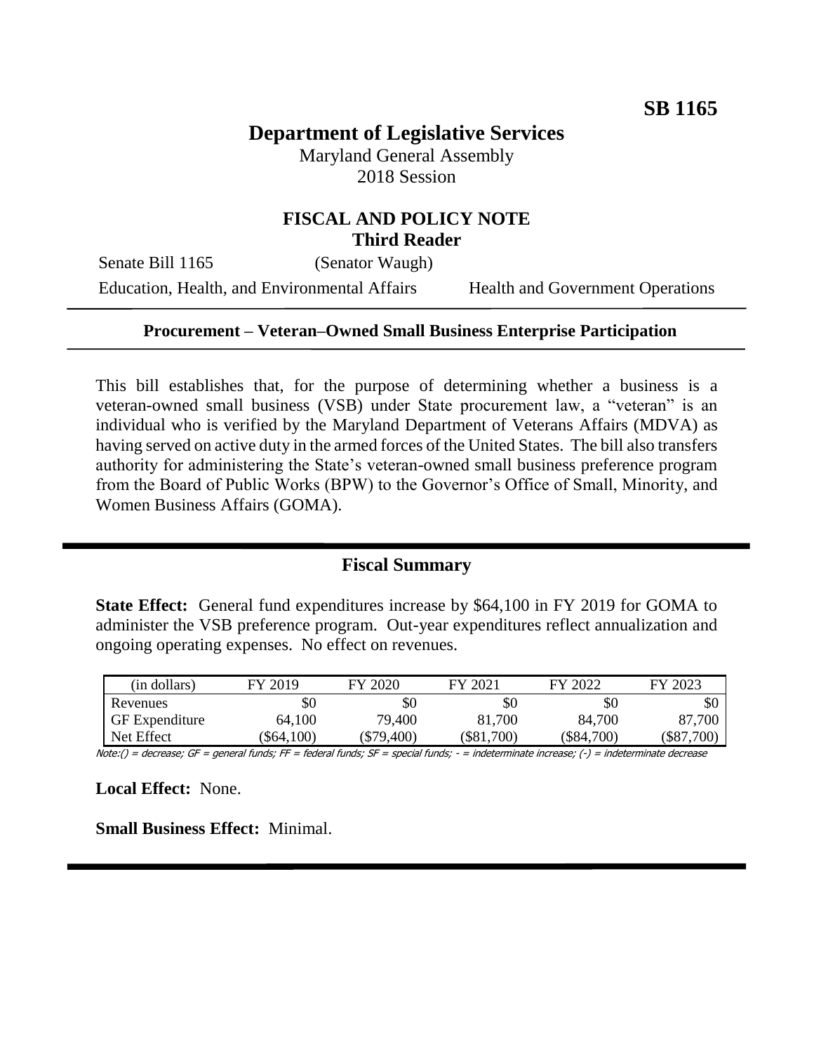**SB 1165**

# Department of Legislative Services

Maryland General Assembly
2018 Session

## FISCAL AND POLICY NOTE
**Third Reader**

Senate Bill 1165 (Senator Waugh)

Education, Health, and Environmental Affairs — Health and Government Operations

---

**Procurement – Veteran–Owned Small Business Enterprise Participation**

---

This bill establishes that, for the purpose of determining whether a business is a veteran-owned small business (VSB) under State procurement law, a "veteran" is an individual who is verified by the Maryland Department of Veterans Affairs (MDVA) as having served on active duty in the armed forces of the United States. The bill also transfers authority for administering the State's veteran-owned small business preference program from the Board of Public Works (BPW) to the Governor's Office of Small, Minority, and Women Business Affairs (GOMA).

---

## Fiscal Summary

**State Effect:** General fund expenditures increase by $64,100 in FY 2019 for GOMA to administer the VSB preference program. Out-year expenditures reflect annualization and ongoing operating expenses. No effect on revenues.

| (in dollars) | FY 2019 | FY 2020 | FY 2021 | FY 2022 | FY 2023 |
|---|---|---|---|---|---|
| Revenues | $0 | $0 | $0 | $0 | $0 |
| GF Expenditure | 64,100 | 79,400 | 81,700 | 84,700 | 87,700 |
| Net Effect | ($64,100) | ($79,400) | ($81,700) | ($84,700) | ($87,700) |

Note:() = decrease; GF = general funds; FF = federal funds; SF = special funds; - = indeterminate increase; (-) = indeterminate decrease

**Local Effect:** None.

**Small Business Effect:** Minimal.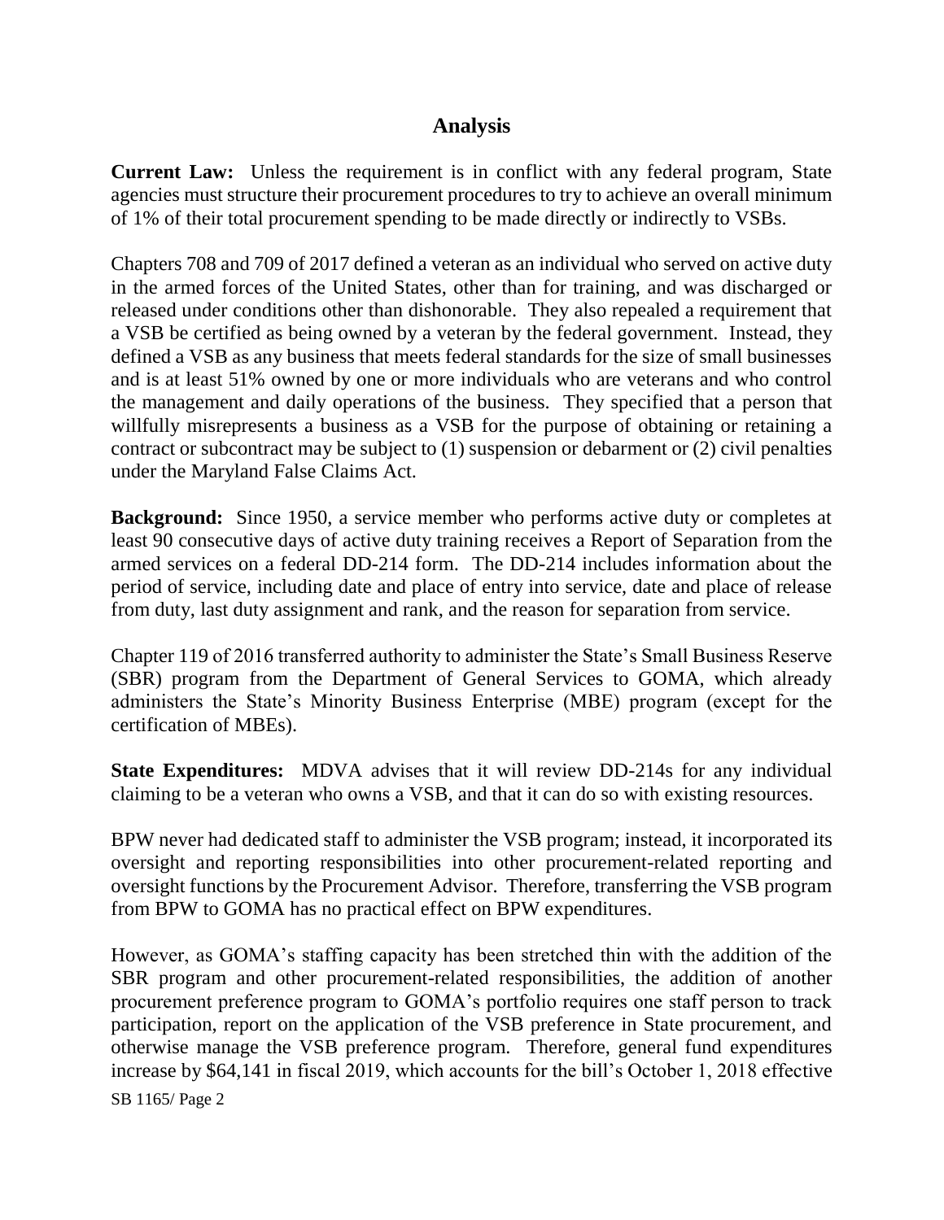## Analysis

**Current Law:** Unless the requirement is in conflict with any federal program, State agencies must structure their procurement procedures to try to achieve an overall minimum of 1% of their total procurement spending to be made directly or indirectly to VSBs.

Chapters 708 and 709 of 2017 defined a veteran as an individual who served on active duty in the armed forces of the United States, other than for training, and was discharged or released under conditions other than dishonorable. They also repealed a requirement that a VSB be certified as being owned by a veteran by the federal government. Instead, they defined a VSB as any business that meets federal standards for the size of small businesses and is at least 51% owned by one or more individuals who are veterans and who control the management and daily operations of the business. They specified that a person that willfully misrepresents a business as a VSB for the purpose of obtaining or retaining a contract or subcontract may be subject to (1) suspension or debarment or (2) civil penalties under the Maryland False Claims Act.

**Background:** Since 1950, a service member who performs active duty or completes at least 90 consecutive days of active duty training receives a Report of Separation from the armed services on a federal DD-214 form. The DD-214 includes information about the period of service, including date and place of entry into service, date and place of release from duty, last duty assignment and rank, and the reason for separation from service.

Chapter 119 of 2016 transferred authority to administer the State's Small Business Reserve (SBR) program from the Department of General Services to GOMA, which already administers the State's Minority Business Enterprise (MBE) program (except for the certification of MBEs).

**State Expenditures:** MDVA advises that it will review DD-214s for any individual claiming to be a veteran who owns a VSB, and that it can do so with existing resources.

BPW never had dedicated staff to administer the VSB program; instead, it incorporated its oversight and reporting responsibilities into other procurement-related reporting and oversight functions by the Procurement Advisor. Therefore, transferring the VSB program from BPW to GOMA has no practical effect on BPW expenditures.

However, as GOMA's staffing capacity has been stretched thin with the addition of the SBR program and other procurement-related responsibilities, the addition of another procurement preference program to GOMA's portfolio requires one staff person to track participation, report on the application of the VSB preference in State procurement, and otherwise manage the VSB preference program. Therefore, general fund expenditures increase by $64,141 in fiscal 2019, which accounts for the bill's October 1, 2018 effective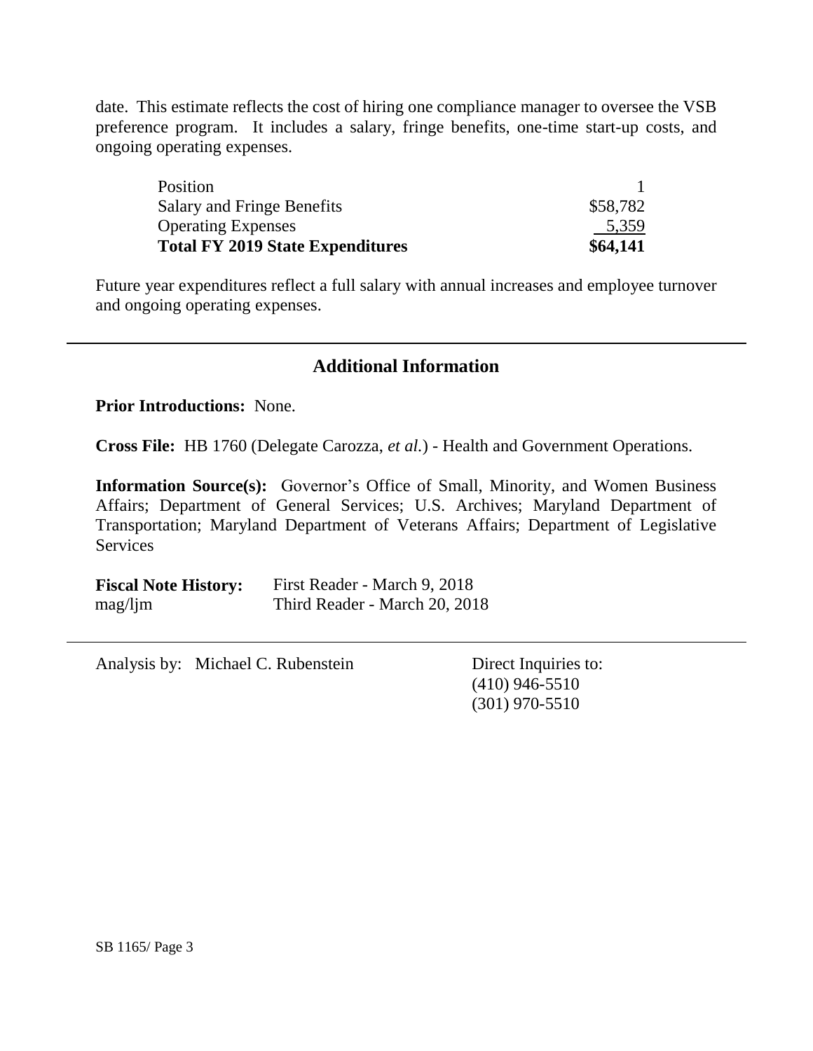date. This estimate reflects the cost of hiring one compliance manager to oversee the VSB preference program. It includes a salary, fringe benefits, one-time start-up costs, and ongoing operating expenses.

| | |
|---|---|
| Position | 1 |
| Salary and Fringe Benefits | $58,782 |
| Operating Expenses | 5,359 |
| **Total FY 2019 State Expenditures** | **$64,141** |

Future year expenditures reflect a full salary with annual increases and employee turnover and ongoing operating expenses.

## Additional Information

**Prior Introductions:** None.

**Cross File:** HB 1760 (Delegate Carozza, *et al.*) - Health and Government Operations.

**Information Source(s):** Governor's Office of Small, Minority, and Women Business Affairs; Department of General Services; U.S. Archives; Maryland Department of Transportation; Maryland Department of Veterans Affairs; Department of Legislative Services

**Fiscal Note History:** First Reader - March 9, 2018
mag/ljm Third Reader - March 20, 2018

Analysis by: Michael C. Rubenstein

Direct Inquiries to:
(410) 946-5510
(301) 970-5510